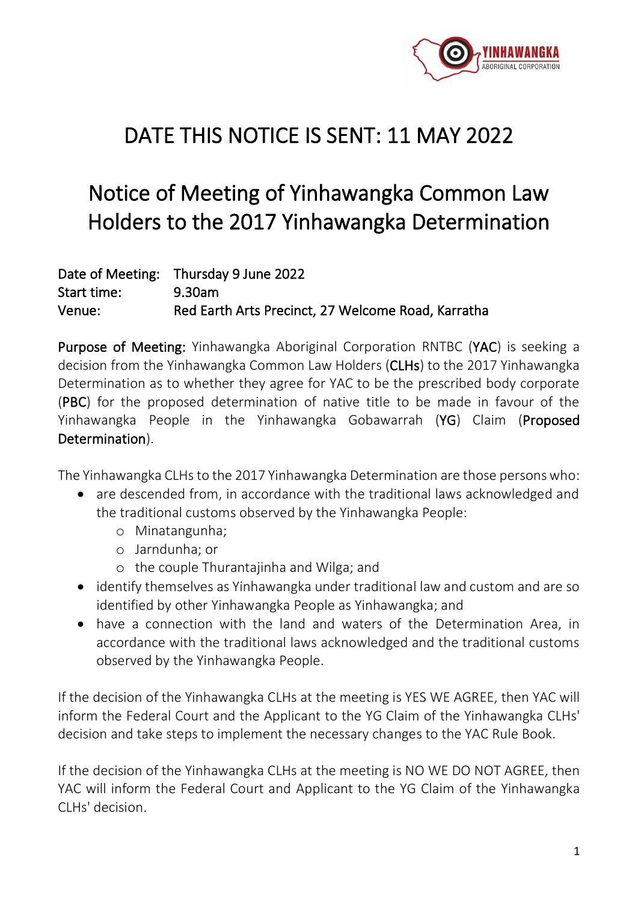# DATE THIS NOTICE IS SENT: 11 MAY 2022

# Notice of Meeting of Yinhawangka Common Law Holders to the 2017 Yinhawangka Determination

Date of Meeting: Thursday 9 June 2022
Start time: 9.30am
Venue: Red Earth Arts Precinct, 27 Welcome Road, Karratha

**Purpose of Meeting:** Yinhawangka Aboriginal Corporation RNTBC (**YAC**) is seeking a decision from the Yinhawangka Common Law Holders (**CLHs**) to the 2017 Yinhawangka Determination as to whether they agree for YAC to be the prescribed body corporate (**PBC**) for the proposed determination of native title to be made in favour of the Yinhawangka People in the Yinhawangka Gobawarrah (**YG**) Claim (**Proposed Determination**).

The Yinhawangka CLHs to the 2017 Yinhawangka Determination are those persons who:

- are descended from, in accordance with the traditional laws acknowledged and the traditional customs observed by the Yinhawangka People:
  - Minatangunha;
  - Jarndunha; or
  - the couple Thurantajinha and Wilga; and
- identify themselves as Yinhawangka under traditional law and custom and are so identified by other Yinhawangka People as Yinhawangka; and
- have a connection with the land and waters of the Determination Area, in accordance with the traditional laws acknowledged and the traditional customs observed by the Yinhawangka People.

If the decision of the Yinhawangka CLHs at the meeting is YES WE AGREE, then YAC will inform the Federal Court and the Applicant to the YG Claim of the Yinhawangka CLHs' decision and take steps to implement the necessary changes to the YAC Rule Book.

If the decision of the Yinhawangka CLHs at the meeting is NO WE DO NOT AGREE, then YAC will inform the Federal Court and Applicant to the YG Claim of the Yinhawangka CLHs' decision.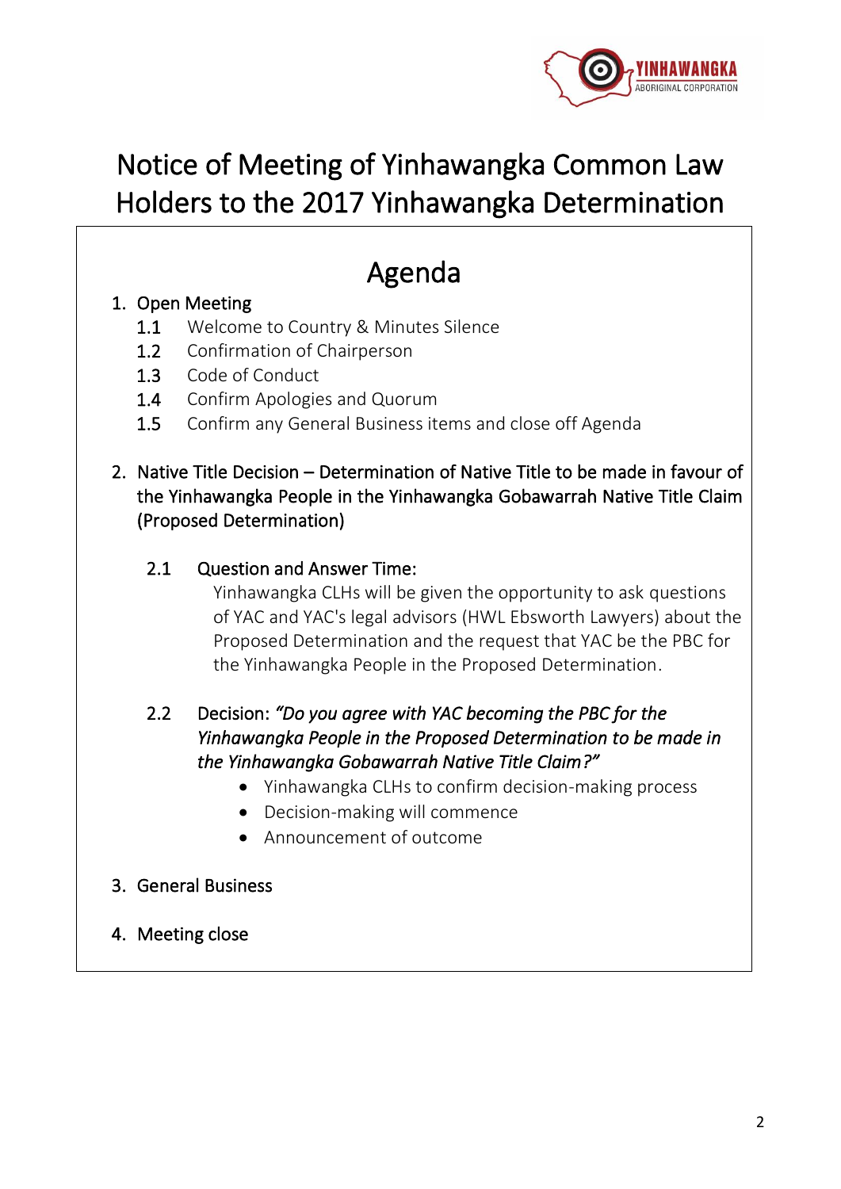# Notice of Meeting of Yinhawangka Common Law Holders to the 2017 Yinhawangka Determination

## Agenda

1. Open Meeting
   - 1.1 Welcome to Country & Minutes Silence
   - 1.2 Confirmation of Chairperson
   - 1.3 Code of Conduct
   - 1.4 Confirm Apologies and Quorum
   - 1.5 Confirm any General Business items and close off Agenda

2. Native Title Decision – Determination of Native Title to be made in favour of the Yinhawangka People in the Yinhawangka Gobawarrah Native Title Claim (Proposed Determination)

   2.1 Question and Answer Time:

   Yinhawangka CLHs will be given the opportunity to ask questions of YAC and YAC's legal advisors (HWL Ebsworth Lawyers) about the Proposed Determination and the request that YAC be the PBC for the Yinhawangka People in the Proposed Determination.

   2.2 Decision: *"Do you agree with YAC becoming the PBC for the Yinhawangka People in the Proposed Determination to be made in the Yinhawangka Gobawarrah Native Title Claim?"*

   - Yinhawangka CLHs to confirm decision-making process
   - Decision-making will commence
   - Announcement of outcome

3. General Business

4. Meeting close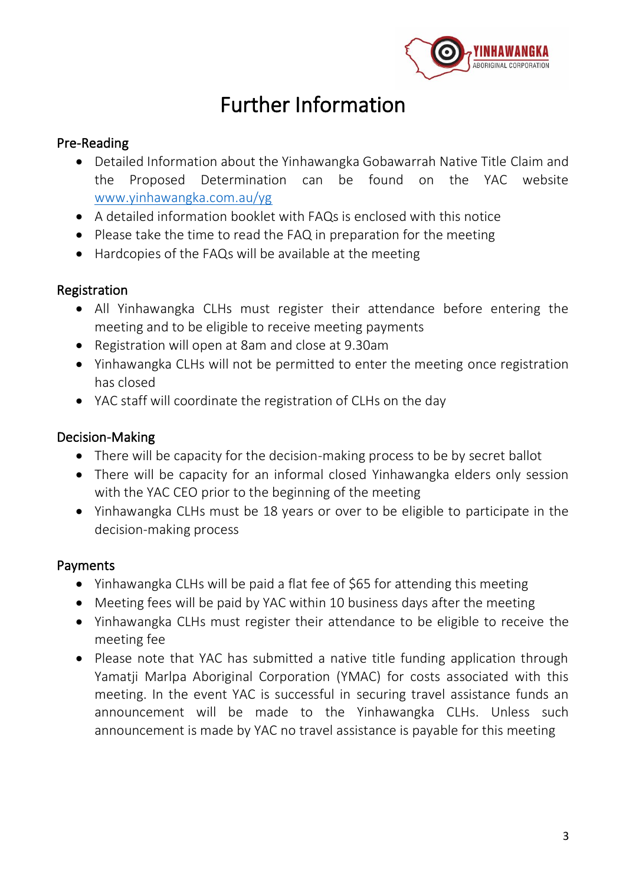# Further Information

## Pre-Reading

- Detailed Information about the Yinhawangka Gobawarrah Native Title Claim and the Proposed Determination can be found on the YAC website www.yinhawangka.com.au/yg
- A detailed information booklet with FAQs is enclosed with this notice
- Please take the time to read the FAQ in preparation for the meeting
- Hardcopies of the FAQs will be available at the meeting

## Registration

- All Yinhawangka CLHs must register their attendance before entering the meeting and to be eligible to receive meeting payments
- Registration will open at 8am and close at 9.30am
- Yinhawangka CLHs will not be permitted to enter the meeting once registration has closed
- YAC staff will coordinate the registration of CLHs on the day

## Decision-Making

- There will be capacity for the decision-making process to be by secret ballot
- There will be capacity for an informal closed Yinhawangka elders only session with the YAC CEO prior to the beginning of the meeting
- Yinhawangka CLHs must be 18 years or over to be eligible to participate in the decision-making process

## Payments

- Yinhawangka CLHs will be paid a flat fee of $65 for attending this meeting
- Meeting fees will be paid by YAC within 10 business days after the meeting
- Yinhawangka CLHs must register their attendance to be eligible to receive the meeting fee
- Please note that YAC has submitted a native title funding application through Yamatji Marlpa Aboriginal Corporation (YMAC) for costs associated with this meeting. In the event YAC is successful in securing travel assistance funds an announcement will be made to the Yinhawangka CLHs. Unless such announcement is made by YAC no travel assistance is payable for this meeting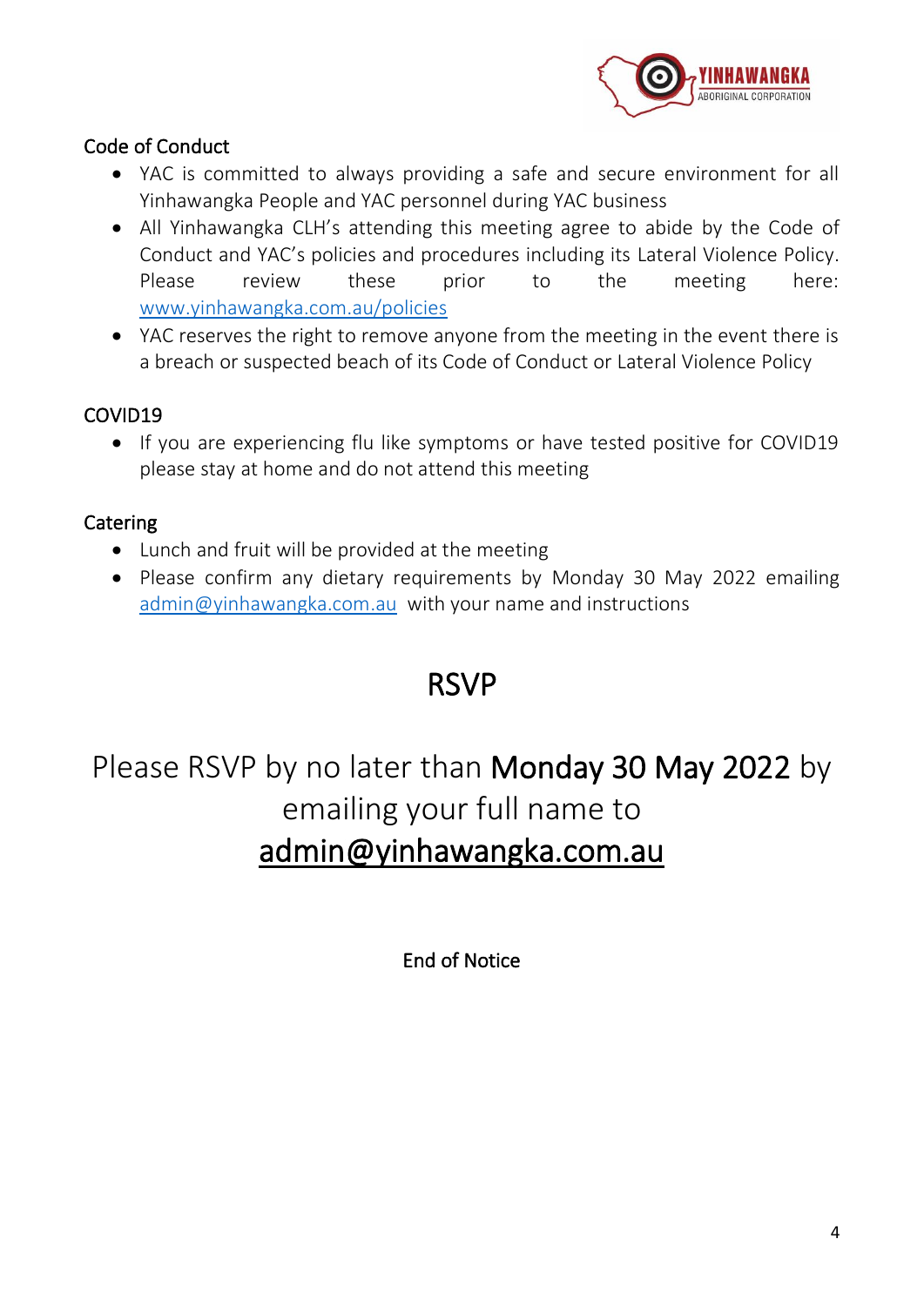## Code of Conduct

- YAC is committed to always providing a safe and secure environment for all Yinhawangka People and YAC personnel during YAC business
- All Yinhawangka CLH's attending this meeting agree to abide by the Code of Conduct and YAC's policies and procedures including its Lateral Violence Policy. Please review these prior to the meeting here: [www.yinhawangka.com.au/policies](www.yinhawangka.com.au/policies)
- YAC reserves the right to remove anyone from the meeting in the event there is a breach or suspected beach of its Code of Conduct or Lateral Violence Policy

## COVID19

- If you are experiencing flu like symptoms or have tested positive for COVID19 please stay at home and do not attend this meeting

## Catering

- Lunch and fruit will be provided at the meeting
- Please confirm any dietary requirements by Monday 30 May 2022 emailing [admin@yinhawangka.com.au](mailto:admin@yinhawangka.com.au) with your name and instructions

# RSVP

Please RSVP by no later than **Monday 30 May 2022** by emailing your full name to [admin@yinhawangka.com.au](mailto:admin@yinhawangka.com.au)

End of Notice